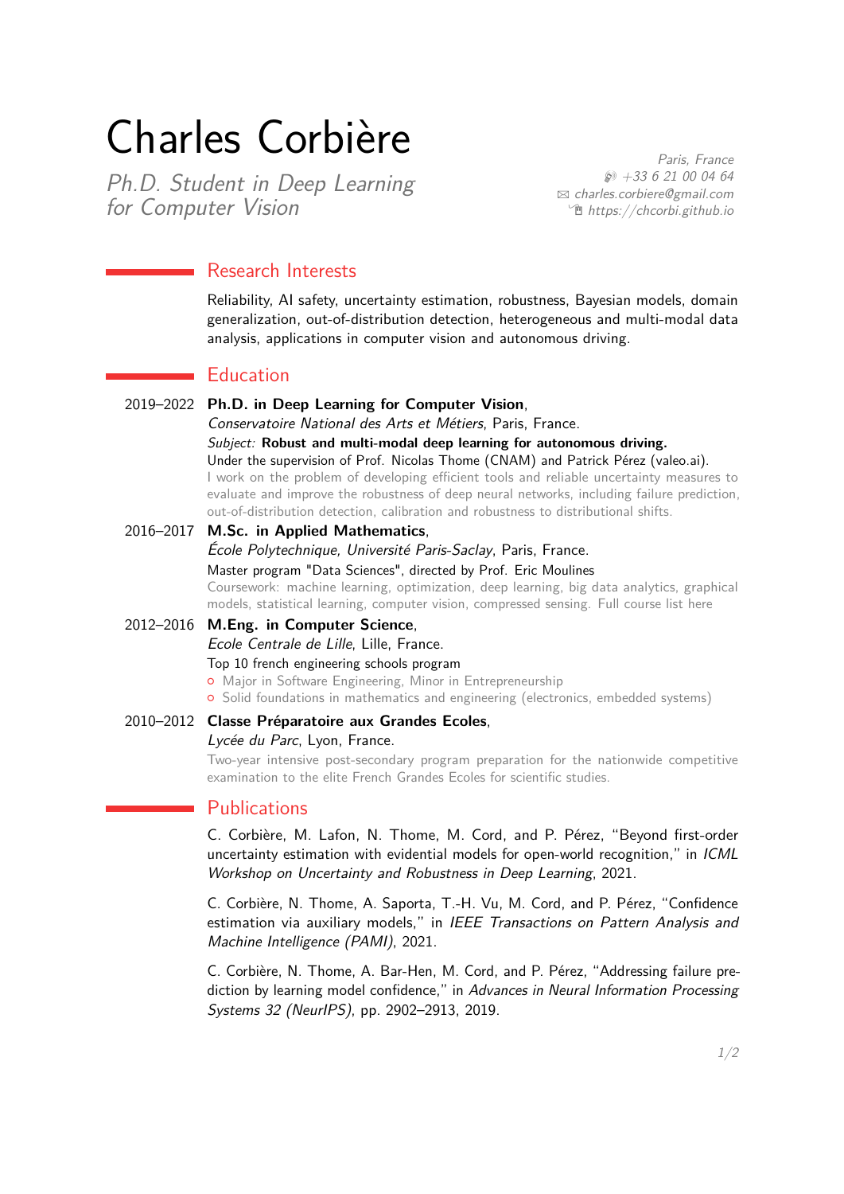# Charles Corbière

*Ph.D. Student in Deep Learning for Computer Vision*

*Paris, France*
*+33 6 21 00 04 64*
*charles.corbiere@gmail.com*
*https://chcorbi.github.io*

## Research Interests

Reliability, AI safety, uncertainty estimation, robustness, Bayesian models, domain generalization, out-of-distribution detection, heterogeneous and multi-modal data analysis, applications in computer vision and autonomous driving.

## Education

**2019–2022** **Ph.D. in Deep Learning for Computer Vision**,
*Conservatoire National des Arts et Métiers*, Paris, France.
*Subject:* **Robust and multi-modal deep learning for autonomous driving.**
Under the supervision of Prof. Nicolas Thome (CNAM) and Patrick Pérez (valeo.ai).
I work on the problem of developing efficient tools and reliable uncertainty measures to evaluate and improve the robustness of deep neural networks, including failure prediction, out-of-distribution detection, calibration and robustness to distributional shifts.

**2016–2017** **M.Sc. in Applied Mathematics**,
*École Polytechnique, Université Paris-Saclay*, Paris, France.
Master program "Data Sciences", directed by Prof. Eric Moulines
Coursework: machine learning, optimization, deep learning, big data analytics, graphical models, statistical learning, computer vision, compressed sensing. Full course list here

**2012–2016** **M.Eng. in Computer Science**,
*Ecole Centrale de Lille*, Lille, France.
Top 10 french engineering schools program
- Major in Software Engineering, Minor in Entrepreneurship
- Solid foundations in mathematics and engineering (electronics, embedded systems)

**2010–2012** **Classe Préparatoire aux Grandes Ecoles**,
*Lycée du Parc*, Lyon, France.
Two-year intensive post-secondary program preparation for the nationwide competitive examination to the elite French Grandes Ecoles for scientific studies.

## Publications

C. Corbière, M. Lafon, N. Thome, M. Cord, and P. Pérez, "Beyond first-order uncertainty estimation with evidential models for open-world recognition," in *ICML Workshop on Uncertainty and Robustness in Deep Learning*, 2021.

C. Corbière, N. Thome, A. Saporta, T.-H. Vu, M. Cord, and P. Pérez, "Confidence estimation via auxiliary models," in *IEEE Transactions on Pattern Analysis and Machine Intelligence (PAMI)*, 2021.

C. Corbière, N. Thome, A. Bar-Hen, M. Cord, and P. Pérez, "Addressing failure prediction by learning model confidence," in *Advances in Neural Information Processing Systems 32 (NeurIPS)*, pp. 2902–2913, 2019.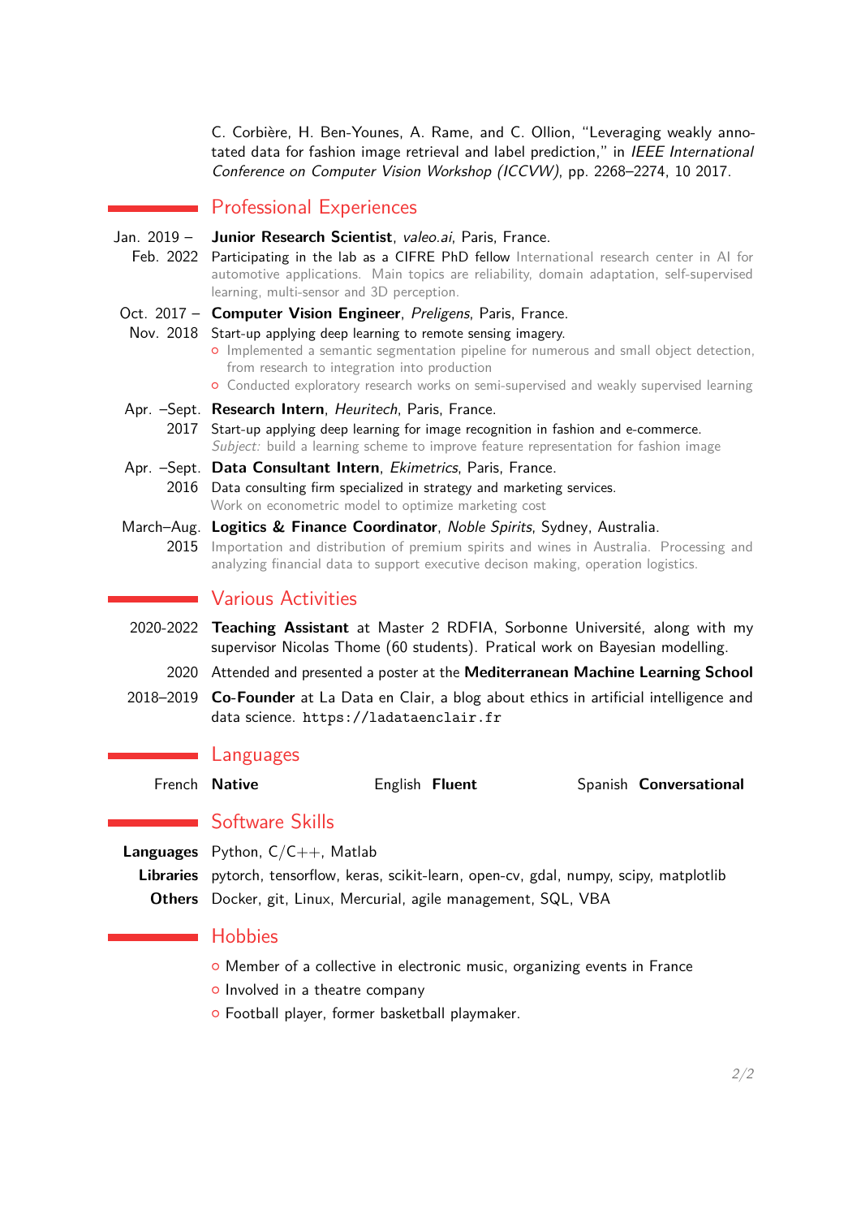C. Corbière, H. Ben-Younes, A. Rame, and C. Ollion, "Leveraging weakly annotated data for fashion image retrieval and label prediction," in *IEEE International Conference on Computer Vision Workshop (ICCVW)*, pp. 2268–2274, 10 2017.

## Professional Experiences

**Jan. 2019 – Feb. 2022** — **Junior Research Scientist**, *valeo.ai*, Paris, France.
Participating in the lab as a CIFRE PhD fellow International research center in AI for automotive applications. Main topics are reliability, domain adaptation, self-supervised learning, multi-sensor and 3D perception.

**Oct. 2017 – Nov. 2018** — **Computer Vision Engineer**, *Preligens*, Paris, France.
Start-up applying deep learning to remote sensing imagery.
- Implemented a semantic segmentation pipeline for numerous and small object detection, from research to integration into production
- Conducted exploratory research works on semi-supervised and weakly supervised learning

**Apr. –Sept. 2017** — **Research Intern**, *Heuritech*, Paris, France.
Start-up applying deep learning for image recognition in fashion and e-commerce.
*Subject:* build a learning scheme to improve feature representation for fashion image

**Apr. –Sept. 2016** — **Data Consultant Intern**, *Ekimetrics*, Paris, France.
Data consulting firm specialized in strategy and marketing services.
Work on econometric model to optimize marketing cost

**March–Aug. 2015** — **Logitics & Finance Coordinator**, *Noble Spirits*, Sydney, Australia.
Importation and distribution of premium spirits and wines in Australia. Processing and analyzing financial data to support executive decison making, operation logistics.

## Various Activities

**2020-2022** — **Teaching Assistant** at Master 2 RDFIA, Sorbonne Université, along with my supervisor Nicolas Thome (60 students). Pratical work on Bayesian modelling.

**2020** — Attended and presented a poster at the **Mediterranean Machine Learning School**

**2018–2019** — **Co-Founder** at La Data en Clair, a blog about ethics in artificial intelligence and data science. `https://ladataenclair.fr`

## Languages

French **Native** — English **Fluent** — Spanish **Conversational**

## Software Skills

**Languages** Python, C/C++, Matlab

**Libraries** pytorch, tensorflow, keras, scikit-learn, open-cv, gdal, numpy, scipy, matplotlib

**Others** Docker, git, Linux, Mercurial, agile management, SQL, VBA

## Hobbies

- Member of a collective in electronic music, organizing events in France
- Involved in a theatre company
- Football player, former basketball playmaker.